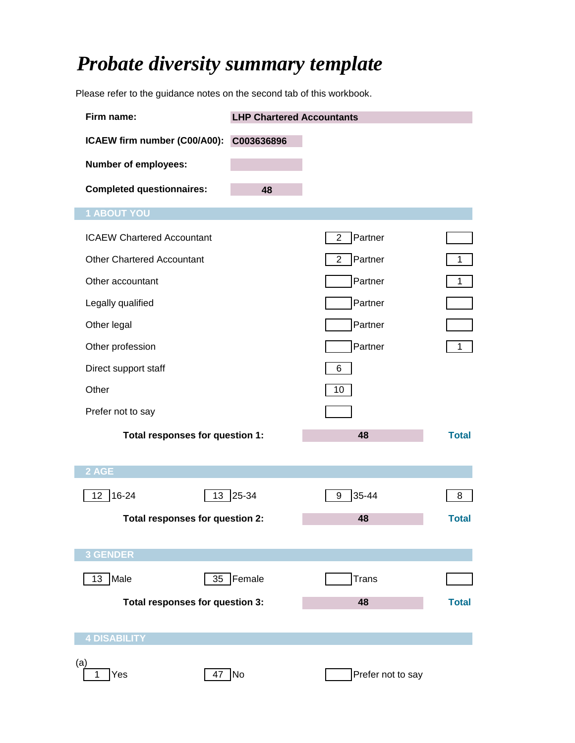# *Probate diversity summary template*

Please refer to the guidance notes on the second tab of this workbook.

**Firm name:** **LHP Chartered Accountants**

**ICAEW firm number (C00/A00):** **C003636896**

**Number of employees:**

**Completed questionnaires:** **48**

## 1 ABOUT YOU

| | | | |
|---|---|---|---|
| ICAEW Chartered Accountant | 2 | Partner | |
| Other Chartered Accountant | 2 | Partner | 1 |
| Other accountant | | Partner | 1 |
| Legally qualified | | Partner | |
| Other legal | | Partner | |
| Other profession | | Partner | 1 |
| Direct support staff | 6 | | |
| Other | 10 | | |
| Prefer not to say | | | |

**Total responses for question 1:** **48** **Total**

## 2 AGE

| | | | |
|---|---|---|---|
| 12 16-24 | 13 25-34 | 9 35-44 | 8 |

**Total responses for question 2:** **48** **Total**

## 3 GENDER

| | | | |
|---|---|---|---|
| 13 Male | 35 Female | Trans | |

**Total responses for question 3:** **48** **Total**

## 4 DISABILITY

(a)

| | | |
|---|---|---|
| 1 Yes | 47 No | Prefer not to say |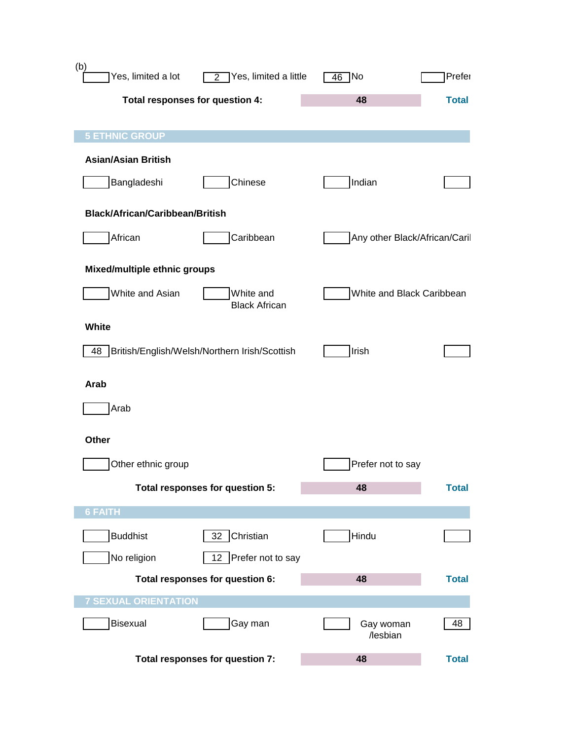(b)

| | | | | | | | |
|---|---|---|---|---|---|---|---|
| | Yes, limited a lot | 2 | Yes, limited a little | 46 | No | | Prefer |

**Total responses for question 4:** **48** **Total**

## 5 ETHNIC GROUP

**Asian/Asian British**

| | | | | | | |
|---|---|---|---|---|---|---|
| | Bangladeshi | | Chinese | | Indian | |

**Black/African/Caribbean/British**

| | | | | | |
|---|---|---|---|---|---|
| | African | | Caribbean | | Any other Black/African/Caril |

**Mixed/multiple ethnic groups**

| | | | | | |
|---|---|---|---|---|---|
| | White and Asian | | White and Black African | | White and Black Caribbean |

**White**

| | | | | |
|---|---|---|---|---|
| 48 | British/English/Welsh/Northern Irish/Scottish | | Irish | |

**Arab**

| | |
|---|---|
| | Arab |

**Other**

| | | | |
|---|---|---|---|
| | Other ethnic group | | Prefer not to say |

**Total responses for question 5:** **48** **Total**

## 6 FAITH

| | | | | | | |
|---|---|---|---|---|---|---|
| | Buddhist | 32 | Christian | | Hindu | |
| | No religion | 12 | Prefer not to say | | | |

**Total responses for question 6:** **48** **Total**

## 7 SEXUAL ORIENTATION

| | | | | | | |
|---|---|---|---|---|---|---|
| | Bisexual | | Gay man | | Gay woman /lesbian | 48 |

**Total responses for question 7:** **48** **Total**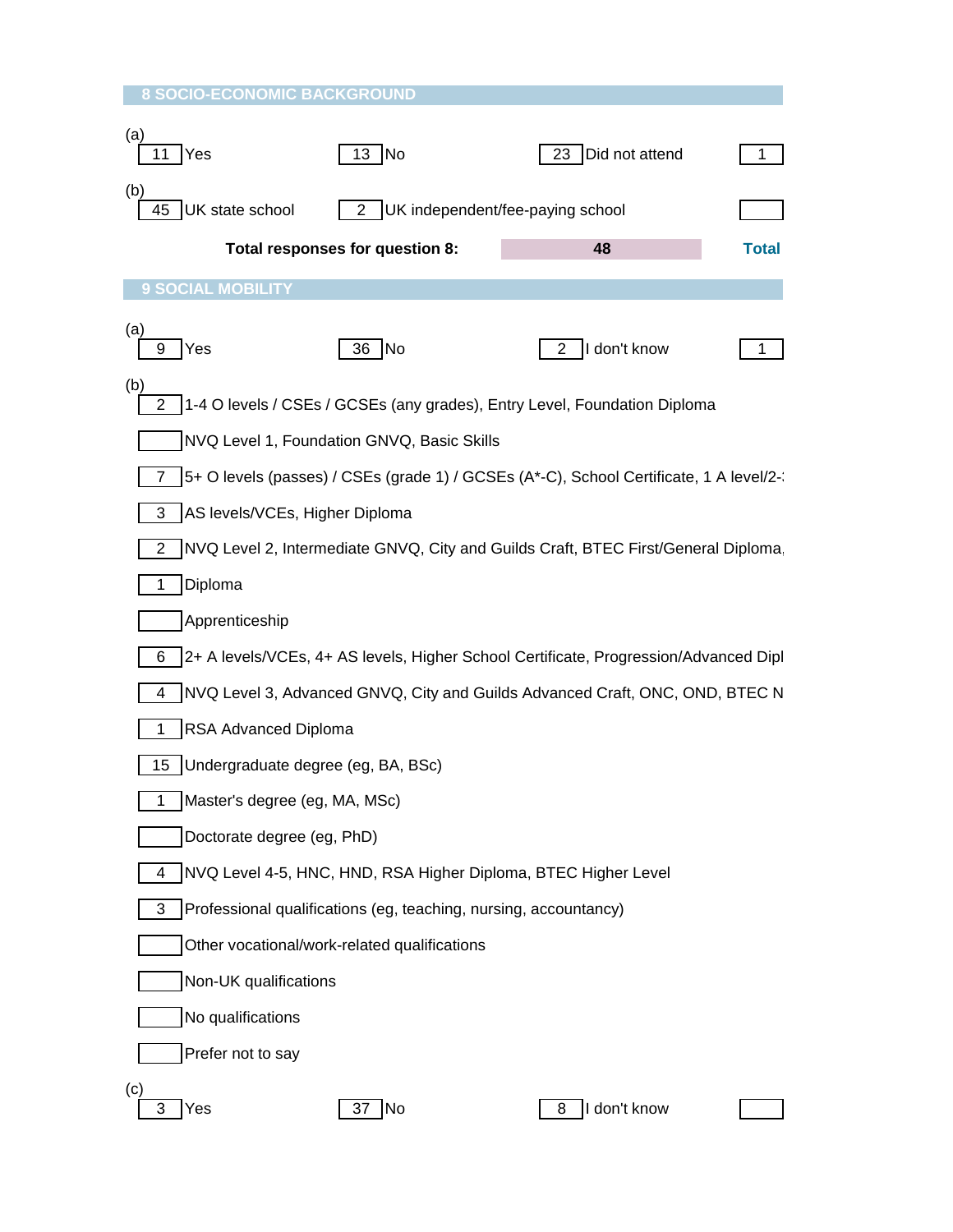## 8 SOCIO-ECONOMIC BACKGROUND

(a)

| | | | | | | |
|---|---|---|---|---|---|---|
| 11 | Yes | 13 | No | 23 | Did not attend | 1 |

(b)

| | | | | |
|---|---|---|---|---|
| 45 | UK state school | 2 | UK independent/fee-paying school | |

**Total responses for question 8:** **48** **Total**

## 9 SOCIAL MOBILITY

(a)

| | | | | | | |
|---|---|---|---|---|---|---|
| 9 | Yes | 36 | No | 2 | I don't know | 1 |

(b)

| | |
|---|---|
| 2 | 1-4 O levels / CSEs / GCSEs (any grades), Entry Level, Foundation Diploma |
| | NVQ Level 1, Foundation GNVQ, Basic Skills |
| 7 | 5+ O levels (passes) / CSEs (grade 1) / GCSEs (A*-C), School Certificate, 1 A level/2-: |
| 3 | AS levels/VCEs, Higher Diploma |
| 2 | NVQ Level 2, Intermediate GNVQ, City and Guilds Craft, BTEC First/General Diploma, |
| 1 | Diploma |
| | Apprenticeship |
| 6 | 2+ A levels/VCEs, 4+ AS levels, Higher School Certificate, Progression/Advanced Dipl |
| 4 | NVQ Level 3, Advanced GNVQ, City and Guilds Advanced Craft, ONC, OND, BTEC N |
| 1 | RSA Advanced Diploma |
| 15 | Undergraduate degree (eg, BA, BSc) |
| 1 | Master's degree (eg, MA, MSc) |
| | Doctorate degree (eg, PhD) |
| 4 | NVQ Level 4-5, HNC, HND, RSA Higher Diploma, BTEC Higher Level |
| 3 | Professional qualifications (eg, teaching, nursing, accountancy) |
| | Other vocational/work-related qualifications |
| | Non-UK qualifications |
| | No qualifications |
| | Prefer not to say |

(c)

| | | | | | | |
|---|---|---|---|---|---|---|
| 3 | Yes | 37 | No | 8 | I don't know | |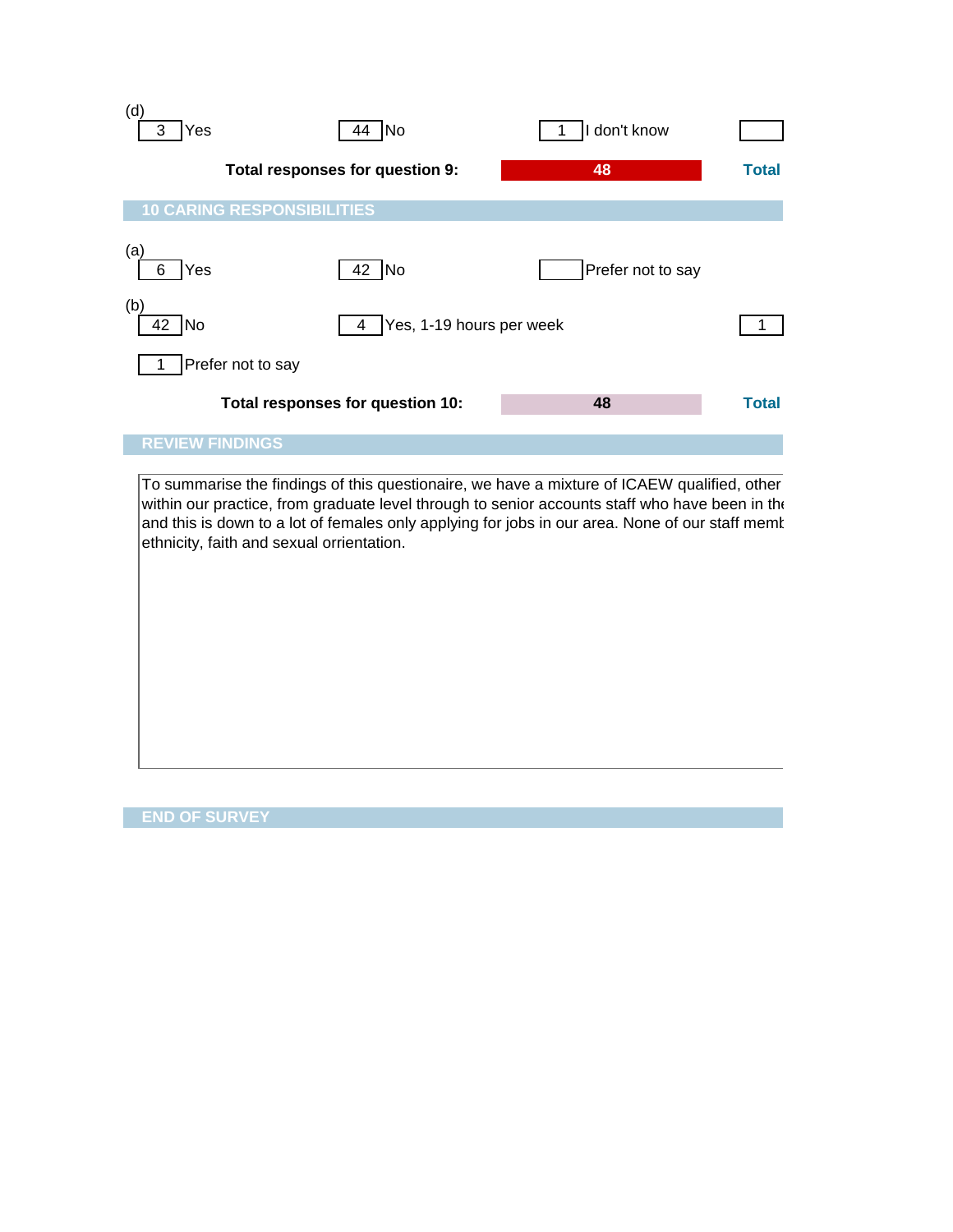(d)

| | | | | | | |
|---|---|---|---|---|---|---|
| 3 | Yes | 44 | No | 1 | I don't know | |

**Total responses for question 9:** **48** **Total**

## 10 CARING RESPONSIBILITIES

(a)

| | | | | | |
|---|---|---|---|---|---|
| 6 | Yes | 42 | No | | Prefer not to say |

(b)

| | | | | |
|---|---|---|---|---|
| 42 | No | 4 | Yes, 1-19 hours per week | 1 |
| 1 | Prefer not to say | | | |

**Total responses for question 10:** **48** **Total**

## REVIEW FINDINGS

To summarise the findings of this questionaire, we have a mixture of ICAEW qualified, other
within our practice, from graduate level through to senior accounts staff who have been in the
and this is down to a lot of females only applying for jobs in our area. None of our staff memb
ethnicity, faith and sexual orrientation.

## END OF SURVEY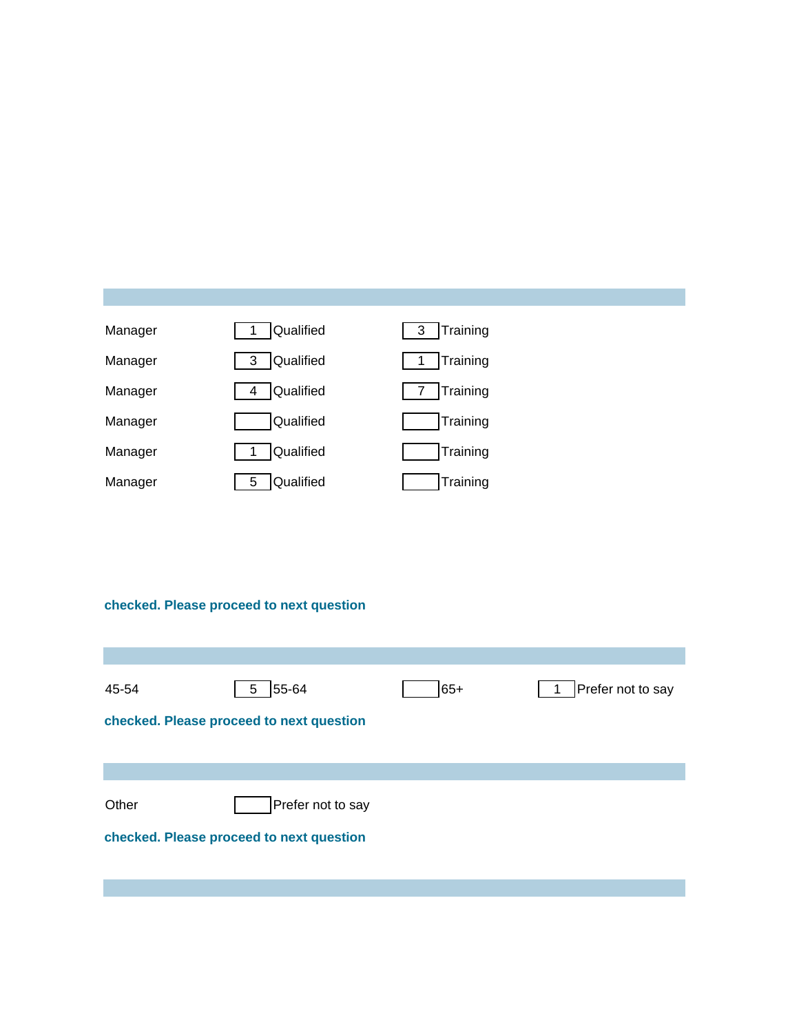| | | | | | |
|---|---|---|---|---|---|
| Manager | 1 | Qualified | 3 | Training | |
| Manager | 3 | Qualified | 1 | Training | |
| Manager | 4 | Qualified | 7 | Training | |
| Manager | | Qualified | | Training | |
| Manager | 1 | Qualified | | Training | |
| Manager | 5 | Qualified | | Training | |

**checked. Please proceed to next question**

| | | | | | | |
|---|---|---|---|---|---|---|
| 45-54 | 5 | 55-64 | | 65+ | 1 | Prefer not to say |

**checked. Please proceed to next question**

| | | |
|---|---|---|
| Other | | Prefer not to say |

**checked. Please proceed to next question**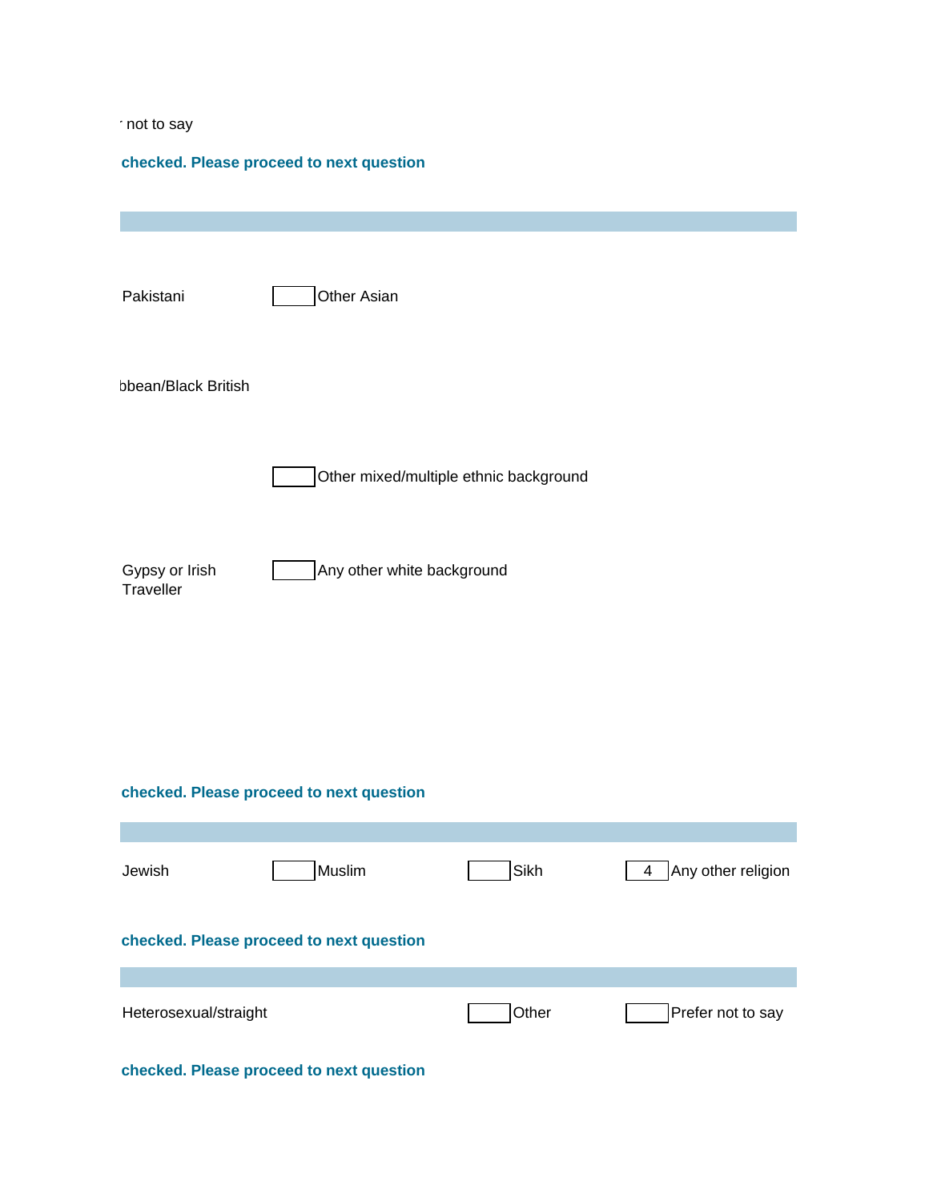' not to say

**checked. Please proceed to next question**

| | |
|---|---|
| Pakistani | Other Asian |

bbean/Black British

| | |
|---|---|
| | Other mixed/multiple ethnic background |

| | |
|---|---|
| Gypsy or Irish Traveller | Any other white background |

**checked. Please proceed to next question**

| | | | |
|---|---|---|---|
| Jewish | Muslim | Sikh | 4 Any other religion |

**checked. Please proceed to next question**

| | | |
|---|---|---|
| Heterosexual/straight | Other | Prefer not to say |

**checked. Please proceed to next question**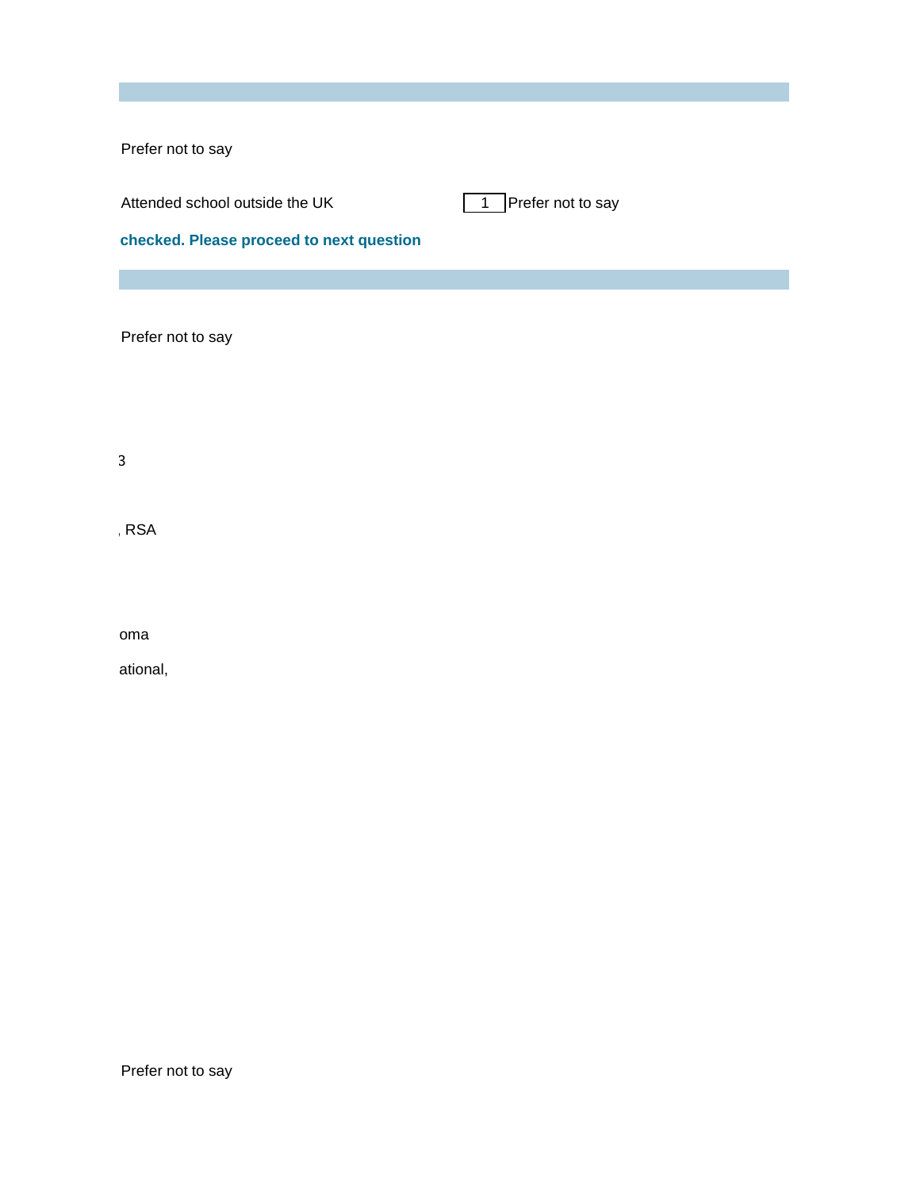Prefer not to say

Attended school outside the UK

1 Prefer not to say

**checked. Please proceed to next question**

Prefer not to say

3

, RSA

oma

ational,

Prefer not to say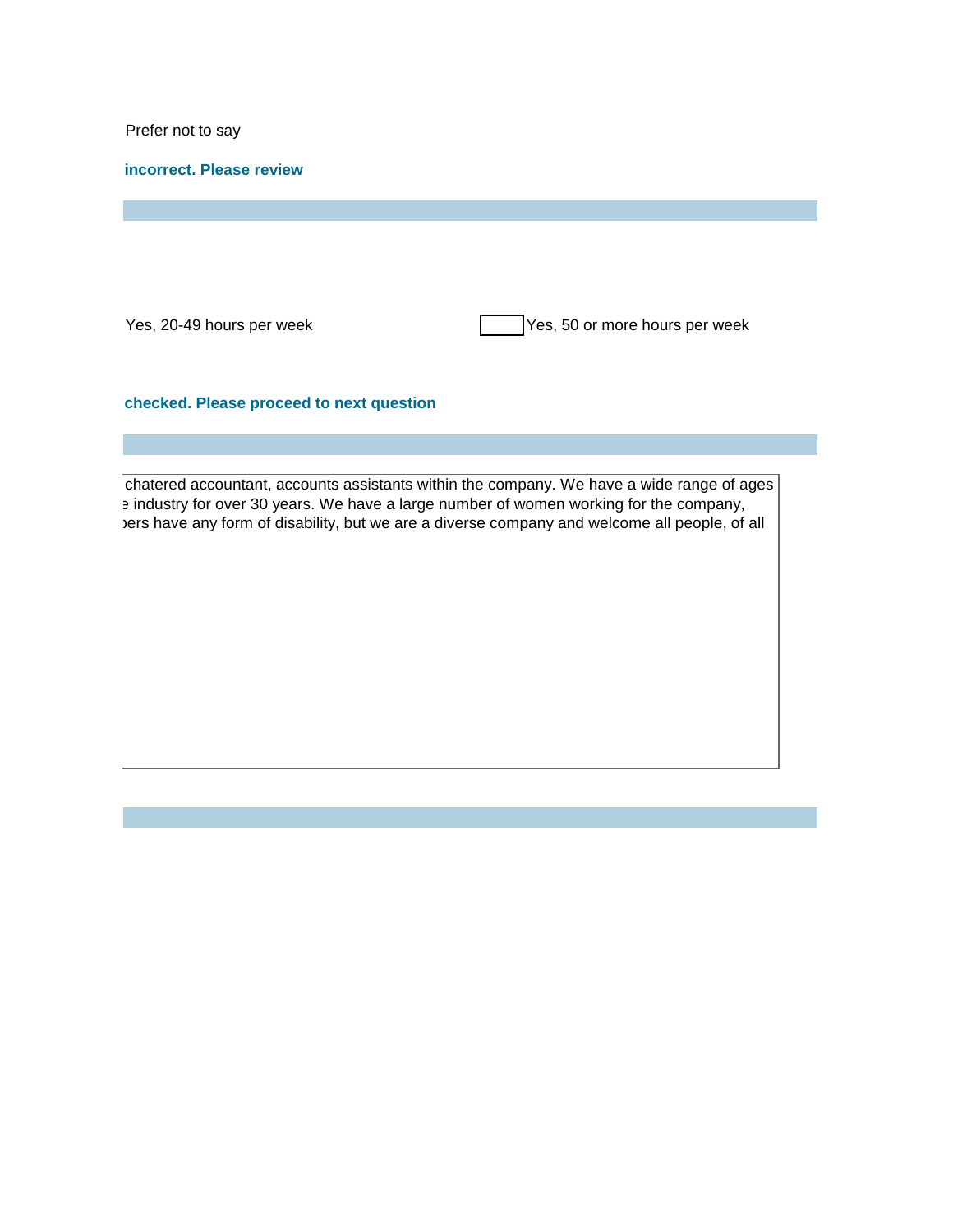Prefer not to say

**incorrect. Please review**

Yes, 20-49 hours per week

☐ Yes, 50 or more hours per week

**checked. Please proceed to next question**

chatered accountant, accounts assistants within the company. We have a wide range of ages
e industry for over 30 years. We have a large number of women working for the company,
bers have any form of disability, but we are a diverse company and welcome all people, of all